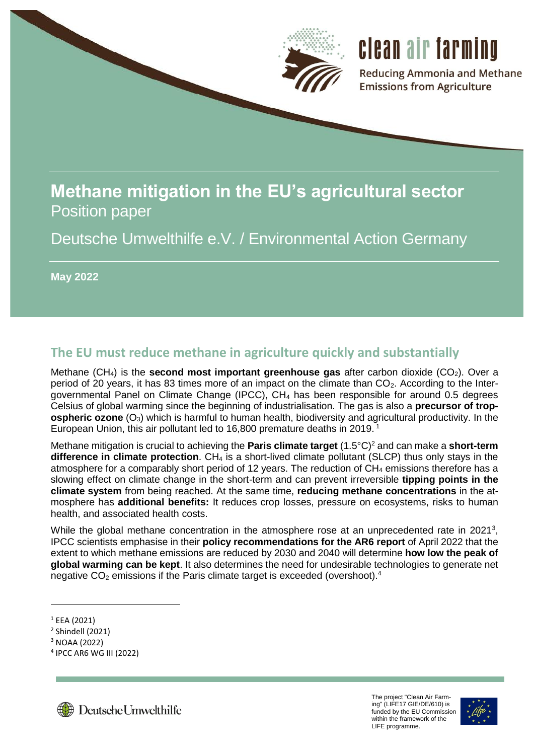clean air farming

Reducing Ammonia and Methane Emissions from Agriculture

# Methane mitigation in the EU's agricultural sector

Position paper

Deutsche Umwelthilfe e.V. / Environmental Action Germany

**May 2022**

## The EU must reduce methane in agriculture quickly and substantially

Methane ($CH_4$) is the **second most important greenhouse gas** after carbon dioxide ($CO_2$). Over a period of 20 years, it has 83 times more of an impact on the climate than $CO_2$. According to the Intergovernmental Panel on Climate Change (IPCC), $CH_4$ has been responsible for around 0.5 degrees Celsius of global warming since the beginning of industrialisation. The gas is also a **precursor of tropospheric ozone** ($O_3$) which is harmful to human health, biodiversity and agricultural productivity. In the European Union, this air pollutant led to 16,800 premature deaths in 2019.[1]

Methane mitigation is crucial to achieving the **Paris climate target** (1.5°C)[2] and can make a **short-term difference in climate protection**. $CH_4$ is a short-lived climate pollutant (SLCP) thus only stays in the atmosphere for a comparably short period of 12 years. The reduction of $CH_4$ emissions therefore has a slowing effect on climate change in the short-term and can prevent irreversible **tipping points in the climate system** from being reached. At the same time, **reducing methane concentrations** in the atmosphere has **additional benefits:** It reduces crop losses, pressure on ecosystems, risks to human health, and associated health costs.

While the global methane concentration in the atmosphere rose at an unprecedented rate in 2021[3], IPCC scientists emphasise in their **policy recommendations for the AR6 report** of April 2022 that the extent to which methane emissions are reduced by 2030 and 2040 will determine **how low the peak of global warming can be kept**. It also determines the need for undesirable technologies to generate net negative $CO_2$ emissions if the Paris climate target is exceeded (overshoot).[4]

---

[1] EEA (2021)
[2] Shindell (2021)
[3] NOAA (2022)
[4] IPCC AR6 WG III (2022)

Deutsche Umwelthilfe

The project "Clean Air Farming" (LIFE17 GIE/DE/610) is funded by the EU Commission within the framework of the LIFE programme.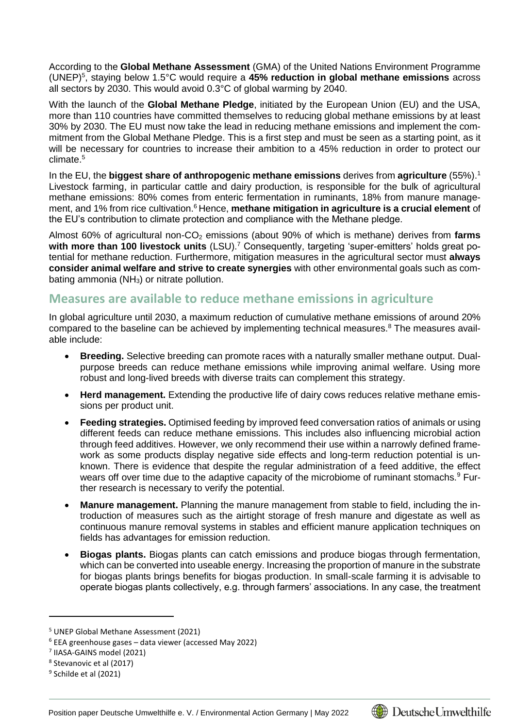According to the **Global Methane Assessment** (GMA) of the United Nations Environment Programme (UNEP)[5], staying below 1.5°C would require a **45% reduction in global methane emissions** across all sectors by 2030. This would avoid 0.3°C of global warming by 2040.

With the launch of the **Global Methane Pledge**, initiated by the European Union (EU) and the USA, more than 110 countries have committed themselves to reducing global methane emissions by at least 30% by 2030. The EU must now take the lead in reducing methane emissions and implement the commitment from the Global Methane Pledge. This is a first step and must be seen as a starting point, as it will be necessary for countries to increase their ambition to a 45% reduction in order to protect our climate.[5]

In the EU, the **biggest share of anthropogenic methane emissions** derives from **agriculture** (55%).[1] Livestock farming, in particular cattle and dairy production, is responsible for the bulk of agricultural methane emissions: 80% comes from enteric fermentation in ruminants, 18% from manure management, and 1% from rice cultivation.[6] Hence, **methane mitigation in agriculture is a crucial element** of the EU's contribution to climate protection and compliance with the Methane pledge.

Almost 60% of agricultural non-$CO_2$ emissions (about 90% of which is methane) derives from **farms with more than 100 livestock units** (LSU).[7] Consequently, targeting 'super-emitters' holds great potential for methane reduction. Furthermore, mitigation measures in the agricultural sector must **always consider animal welfare and strive to create synergies** with other environmental goals such as combating ammonia ($NH_3$) or nitrate pollution.

## Measures are available to reduce methane emissions in agriculture

In global agriculture until 2030, a maximum reduction of cumulative methane emissions of around 20% compared to the baseline can be achieved by implementing technical measures.[8] The measures available include:

- **Breeding.** Selective breeding can promote races with a naturally smaller methane output. Dual-purpose breeds can reduce methane emissions while improving animal welfare. Using more robust and long-lived breeds with diverse traits can complement this strategy.
- **Herd management.** Extending the productive life of dairy cows reduces relative methane emissions per product unit.
- **Feeding strategies.** Optimised feeding by improved feed conversation ratios of animals or using different feeds can reduce methane emissions. This includes also influencing microbial action through feed additives. However, we only recommend their use within a narrowly defined framework as some products display negative side effects and long-term reduction potential is unknown. There is evidence that despite the regular administration of a feed additive, the effect wears off over time due to the adaptive capacity of the microbiome of ruminant stomachs.[9] Further research is necessary to verify the potential.
- **Manure management.** Planning the manure management from stable to field, including the introduction of measures such as the airtight storage of fresh manure and digestate as well as continuous manure removal systems in stables and efficient manure application techniques on fields has advantages for emission reduction.
- **Biogas plants.** Biogas plants can catch emissions and produce biogas through fermentation, which can be converted into useable energy. Increasing the proportion of manure in the substrate for biogas plants brings benefits for biogas production. In small-scale farming it is advisable to operate biogas plants collectively, e.g. through farmers' associations. In any case, the treatment

---

[5] UNEP Global Methane Assessment (2021)

[6] EEA greenhouse gases – data viewer (accessed May 2022)

[7] IIASA-GAINS model (2021)

[8] Stevanovic et al (2017)

[9] Schilde et al (2021)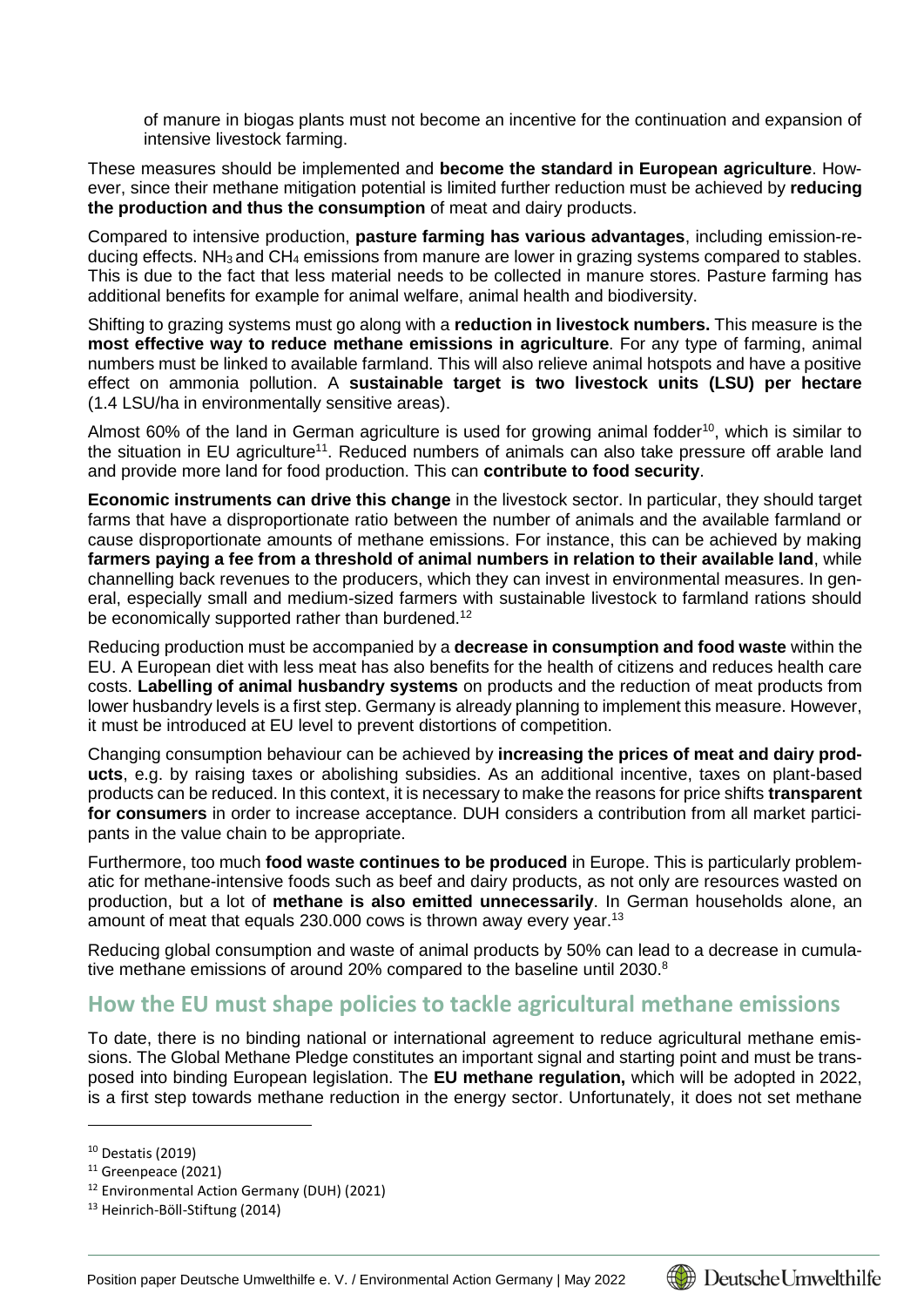of manure in biogas plants must not become an incentive for the continuation and expansion of intensive livestock farming.

These measures should be implemented and **become the standard in European agriculture**. However, since their methane mitigation potential is limited further reduction must be achieved by **reducing the production and thus the consumption** of meat and dairy products.

Compared to intensive production, **pasture farming has various advantages**, including emission-reducing effects. $NH_3$ and $CH_4$ emissions from manure are lower in grazing systems compared to stables. This is due to the fact that less material needs to be collected in manure stores. Pasture farming has additional benefits for example for animal welfare, animal health and biodiversity.

Shifting to grazing systems must go along with a **reduction in livestock numbers.** This measure is the **most effective way to reduce methane emissions in agriculture**. For any type of farming, animal numbers must be linked to available farmland. This will also relieve animal hotspots and have a positive effect on ammonia pollution. A **sustainable target is two livestock units (LSU) per hectare** (1.4 LSU/ha in environmentally sensitive areas).

Almost 60% of the land in German agriculture is used for growing animal fodder[10], which is similar to the situation in EU agriculture[11]. Reduced numbers of animals can also take pressure off arable land and provide more land for food production. This can **contribute to food security**.

**Economic instruments can drive this change** in the livestock sector. In particular, they should target farms that have a disproportionate ratio between the number of animals and the available farmland or cause disproportionate amounts of methane emissions. For instance, this can be achieved by making **farmers paying a fee from a threshold of animal numbers in relation to their available land**, while channelling back revenues to the producers, which they can invest in environmental measures. In general, especially small and medium-sized farmers with sustainable livestock to farmland rations should be economically supported rather than burdened.[12]

Reducing production must be accompanied by a **decrease in consumption and food waste** within the EU. A European diet with less meat has also benefits for the health of citizens and reduces health care costs. **Labelling of animal husbandry systems** on products and the reduction of meat products from lower husbandry levels is a first step. Germany is already planning to implement this measure. However, it must be introduced at EU level to prevent distortions of competition.

Changing consumption behaviour can be achieved by **increasing the prices of meat and dairy products**, e.g. by raising taxes or abolishing subsidies. As an additional incentive, taxes on plant-based products can be reduced. In this context, it is necessary to make the reasons for price shifts **transparent for consumers** in order to increase acceptance. DUH considers a contribution from all market participants in the value chain to be appropriate.

Furthermore, too much **food waste continues to be produced** in Europe. This is particularly problematic for methane-intensive foods such as beef and dairy products, as not only are resources wasted on production, but a lot of **methane is also emitted unnecessarily**. In German households alone, an amount of meat that equals 230.000 cows is thrown away every year.[13]

Reducing global consumption and waste of animal products by 50% can lead to a decrease in cumulative methane emissions of around 20% compared to the baseline until 2030.[8]

## How the EU must shape policies to tackle agricultural methane emissions

To date, there is no binding national or international agreement to reduce agricultural methane emissions. The Global Methane Pledge constitutes an important signal and starting point and must be transposed into binding European legislation. The **EU methane regulation,** which will be adopted in 2022, is a first step towards methane reduction in the energy sector. Unfortunately, it does not set methane

---

[10] Destatis (2019)

[11] Greenpeace (2021)

[12] Environmental Action Germany (DUH) (2021)

[13] Heinrich-Böll-Stiftung (2014)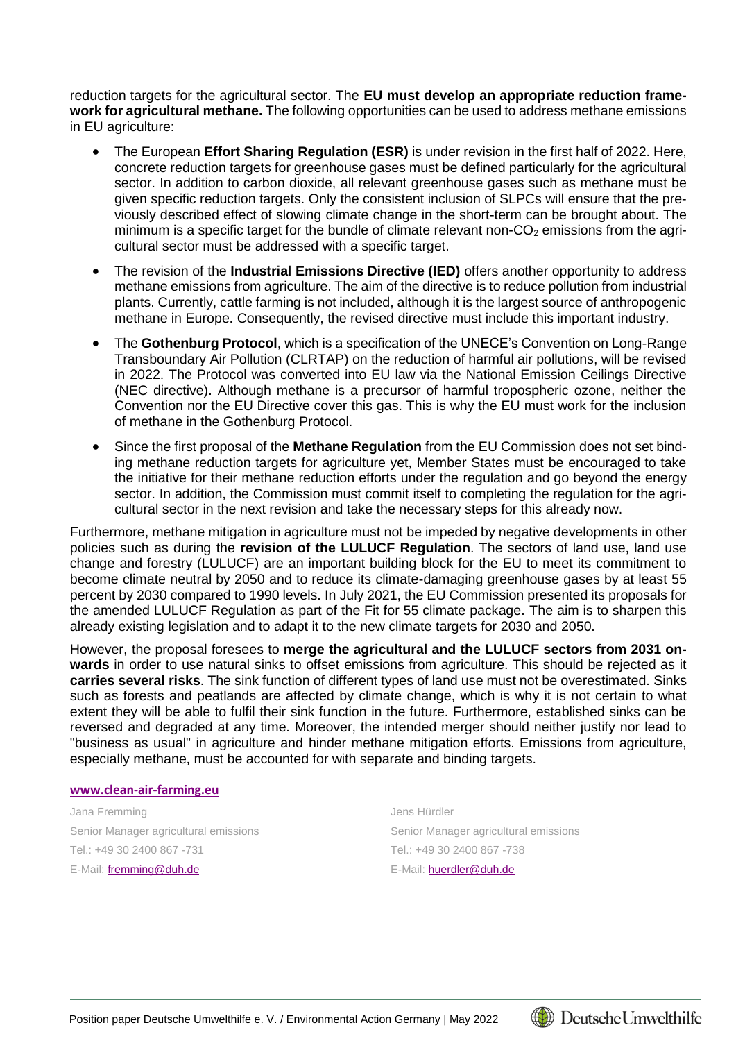reduction targets for the agricultural sector. The **EU must develop an appropriate reduction framework for agricultural methane.** The following opportunities can be used to address methane emissions in EU agriculture:

- The European **Effort Sharing Regulation (ESR)** is under revision in the first half of 2022. Here, concrete reduction targets for greenhouse gases must be defined particularly for the agricultural sector. In addition to carbon dioxide, all relevant greenhouse gases such as methane must be given specific reduction targets. Only the consistent inclusion of SLPCs will ensure that the previously described effect of slowing climate change in the short-term can be brought about. The minimum is a specific target for the bundle of climate relevant non-$CO_2$ emissions from the agricultural sector must be addressed with a specific target.
- The revision of the **Industrial Emissions Directive (IED)** offers another opportunity to address methane emissions from agriculture. The aim of the directive is to reduce pollution from industrial plants. Currently, cattle farming is not included, although it is the largest source of anthropogenic methane in Europe. Consequently, the revised directive must include this important industry.
- The **Gothenburg Protocol**, which is a specification of the UNECE's Convention on Long-Range Transboundary Air Pollution (CLRTAP) on the reduction of harmful air pollutions, will be revised in 2022. The Protocol was converted into EU law via the National Emission Ceilings Directive (NEC directive). Although methane is a precursor of harmful tropospheric ozone, neither the Convention nor the EU Directive cover this gas. This is why the EU must work for the inclusion of methane in the Gothenburg Protocol.
- Since the first proposal of the **Methane Regulation** from the EU Commission does not set binding methane reduction targets for agriculture yet, Member States must be encouraged to take the initiative for their methane reduction efforts under the regulation and go beyond the energy sector. In addition, the Commission must commit itself to completing the regulation for the agricultural sector in the next revision and take the necessary steps for this already now.

Furthermore, methane mitigation in agriculture must not be impeded by negative developments in other policies such as during the **revision of the LULUCF Regulation**. The sectors of land use, land use change and forestry (LULUCF) are an important building block for the EU to meet its commitment to become climate neutral by 2050 and to reduce its climate-damaging greenhouse gases by at least 55 percent by 2030 compared to 1990 levels. In July 2021, the EU Commission presented its proposals for the amended LULUCF Regulation as part of the Fit for 55 climate package. The aim is to sharpen this already existing legislation and to adapt it to the new climate targets for 2030 and 2050.

However, the proposal foresees to **merge the agricultural and the LULUCF sectors from 2031 onwards** in order to use natural sinks to offset emissions from agriculture. This should be rejected as it **carries several risks**. The sink function of different types of land use must not be overestimated. Sinks such as forests and peatlands are affected by climate change, which is why it is not certain to what extent they will be able to fulfil their sink function in the future. Furthermore, established sinks can be reversed and degraded at any time. Moreover, the intended merger should neither justify nor lead to "business as usual" in agriculture and hinder methane mitigation efforts. Emissions from agriculture, especially methane, must be accounted for with separate and binding targets.

**www.clean-air-farming.eu**

Jana Fremming
Senior Manager agricultural emissions
Tel.: +49 30 2400 867 -731
E-Mail: fremming@duh.de

Jens Hürdler
Senior Manager agricultural emissions
Tel.: +49 30 2400 867 -738
E-Mail: huerdler@duh.de